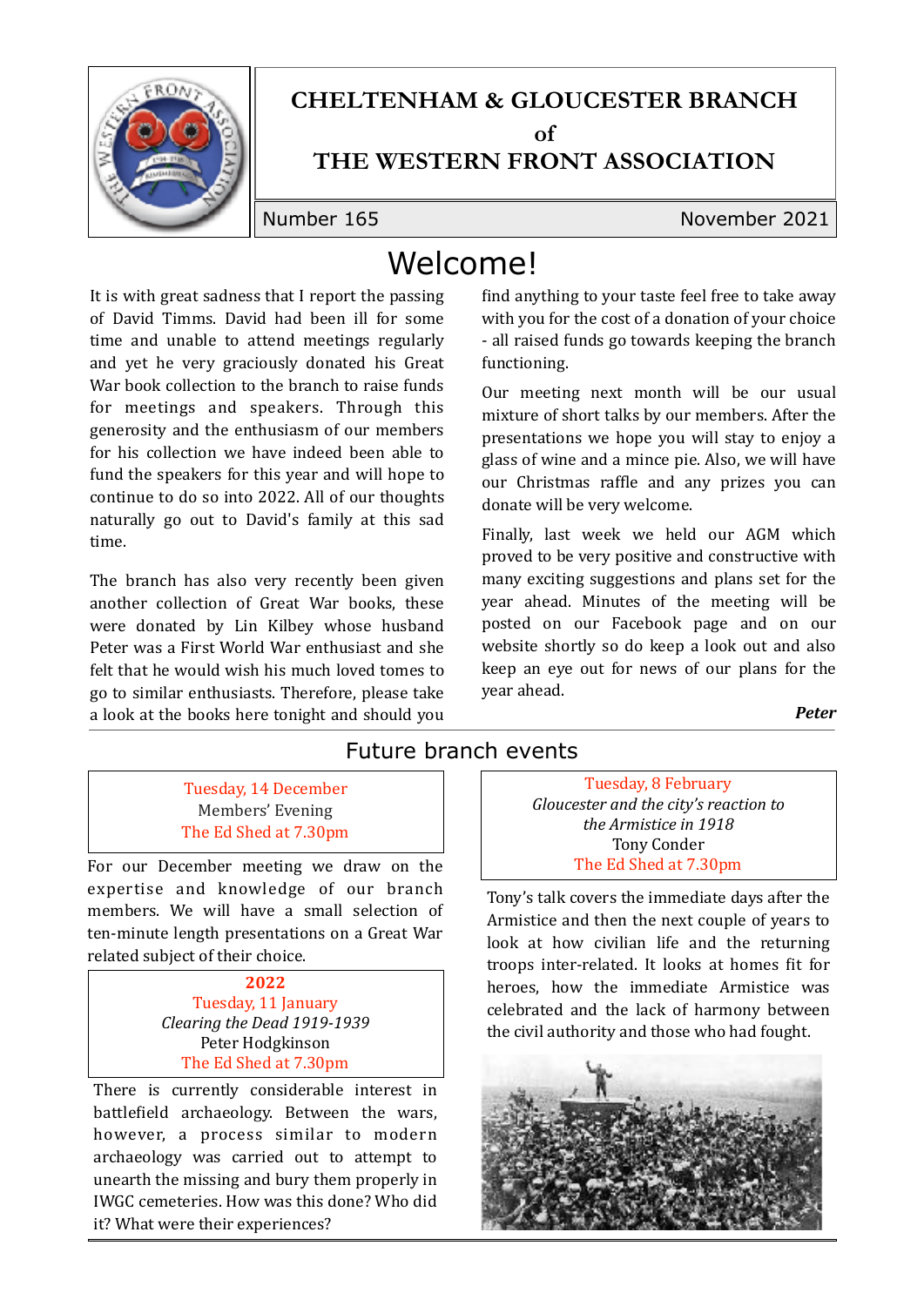# CHELTENHAM & GLOUCESTER BRANCH
# of
# THE WESTERN FRONT ASSOCIATION

Number 165 November 2021

## Welcome!

It is with great sadness that I report the passing of David Timms. David had been ill for some time and unable to attend meetings regularly and yet he very graciously donated his Great War book collection to the branch to raise funds for meetings and speakers. Through this generosity and the enthusiasm of our members for his collection we have indeed been able to fund the speakers for this year and will hope to continue to do so into 2022. All of our thoughts naturally go out to David's family at this sad time.

The branch has also very recently been given another collection of Great War books, these were donated by Lin Kilbey whose husband Peter was a First World War enthusiast and she felt that he would wish his much loved tomes to go to similar enthusiasts. Therefore, please take a look at the books here tonight and should you find anything to your taste feel free to take away with you for the cost of a donation of your choice - all raised funds go towards keeping the branch functioning.

Our meeting next month will be our usual mixture of short talks by our members. After the presentations we hope you will stay to enjoy a glass of wine and a mince pie. Also, we will have our Christmas raffle and any prizes you can donate will be very welcome.

Finally, last week we held our AGM which proved to be very positive and constructive with many exciting suggestions and plans set for the year ahead. Minutes of the meeting will be posted on our Facebook page and on our website shortly so do keep a look out and also keep an eye out for news of our plans for the year ahead.

***Peter***

## Future branch events

Tuesday, 14 December
Members' Evening
The Ed Shed at 7.30pm

For our December meeting we draw on the expertise and knowledge of our branch members. We will have a small selection of ten-minute length presentations on a Great War related subject of their choice.

**2022**
Tuesday, 11 January
*Clearing the Dead 1919-1939*
Peter Hodgkinson
The Ed Shed at 7.30pm

There is currently considerable interest in battlefield archaeology. Between the wars, however, a process similar to modern archaeology was carried out to attempt to unearth the missing and bury them properly in IWGC cemeteries. How was this done? Who did it? What were their experiences?

Tuesday, 8 February
*Gloucester and the city's reaction to the Armistice in 1918*
Tony Conder
The Ed Shed at 7.30pm

Tony's talk covers the immediate days after the Armistice and then the next couple of years to look at how civilian life and the returning troops inter-related. It looks at homes fit for heroes, how the immediate Armistice was celebrated and the lack of harmony between the civil authority and those who had fought.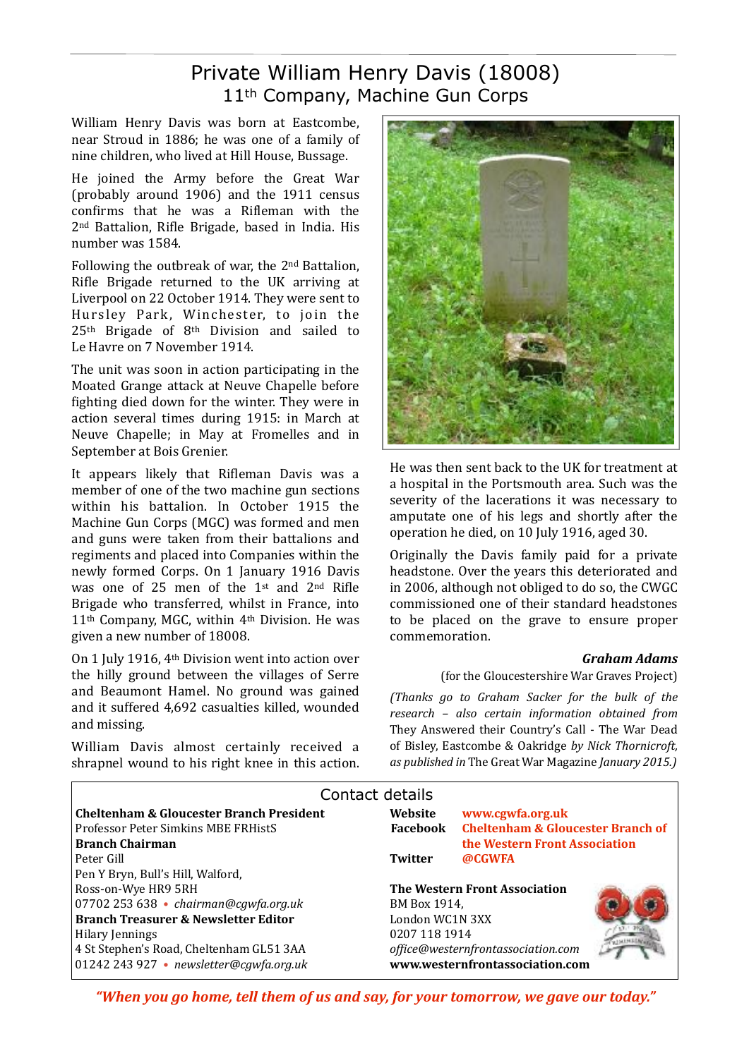# Private William Henry Davis (18008)

## 11th Company, Machine Gun Corps

William Henry Davis was born at Eastcombe, near Stroud in 1886; he was one of a family of nine children, who lived at Hill House, Bussage.

He joined the Army before the Great War (probably around 1906) and the 1911 census confirms that he was a Rifleman with the 2nd Battalion, Rifle Brigade, based in India. His number was 1584.

Following the outbreak of war, the 2nd Battalion, Rifle Brigade returned to the UK arriving at Liverpool on 22 October 1914. They were sent to Hursley Park, Winchester, to join the 25th Brigade of 8th Division and sailed to Le Havre on 7 November 1914.

The unit was soon in action participating in the Moated Grange attack at Neuve Chapelle before fighting died down for the winter. They were in action several times during 1915: in March at Neuve Chapelle; in May at Fromelles and in September at Bois Grenier.

It appears likely that Rifleman Davis was a member of one of the two machine gun sections within his battalion. In October 1915 the Machine Gun Corps (MGC) was formed and men and guns were taken from their battalions and regiments and placed into Companies within the newly formed Corps. On 1 January 1916 Davis was one of 25 men of the 1st and 2nd Rifle Brigade who transferred, whilst in France, into 11th Company, MGC, within 4th Division. He was given a new number of 18008.

On 1 July 1916, 4th Division went into action over the hilly ground between the villages of Serre and Beaumont Hamel. No ground was gained and it suffered 4,692 casualties killed, wounded and missing.

William Davis almost certainly received a shrapnel wound to his right knee in this action. He was then sent back to the UK for treatment at a hospital in the Portsmouth area. Such was the severity of the lacerations it was necessary to amputate one of his legs and shortly after the operation he died, on 10 July 1916, aged 30.

Originally the Davis family paid for a private headstone. Over the years this deteriorated and in 2006, although not obliged to do so, the CWGC commissioned one of their standard headstones to be placed on the grave to ensure proper commemoration.

***Graham Adams***

(for the Gloucestershire War Graves Project)

*(Thanks go to Graham Sacker for the bulk of the research – also certain information obtained from* They Answered their Country's Call - The War Dead of Bisley, Eastcombe & Oakridge *by Nick Thornicroft, as published in* The Great War Magazine *January 2015.)*

---

## Contact details

**Cheltenham & Gloucester Branch President**
Professor Peter Simkins MBE FRHistS

**Branch Chairman**
Peter Gill
Pen Y Bryn, Bull's Hill, Walford,
Ross-on-Wye HR9 5RH
07702 253 638 • *chairman@cgwfa.org.uk*

**Branch Treasurer & Newsletter Editor**
Hilary Jennings
4 St Stephen's Road, Cheltenham GL51 3AA
01242 243 927 • *newsletter@cgwfa.org.uk*

**Website** **www.cgwfa.org.uk**
**Facebook** **Cheltenham & Gloucester Branch of the Western Front Association**
**Twitter** **@CGWFA**

**The Western Front Association**
BM Box 1914,
London WC1N 3XX
0207 118 1914
*office@westernfrontassociation.com*
**www.westernfrontassociation.com**

***"When you go home, tell them of us and say, for your tomorrow, we gave our today."***